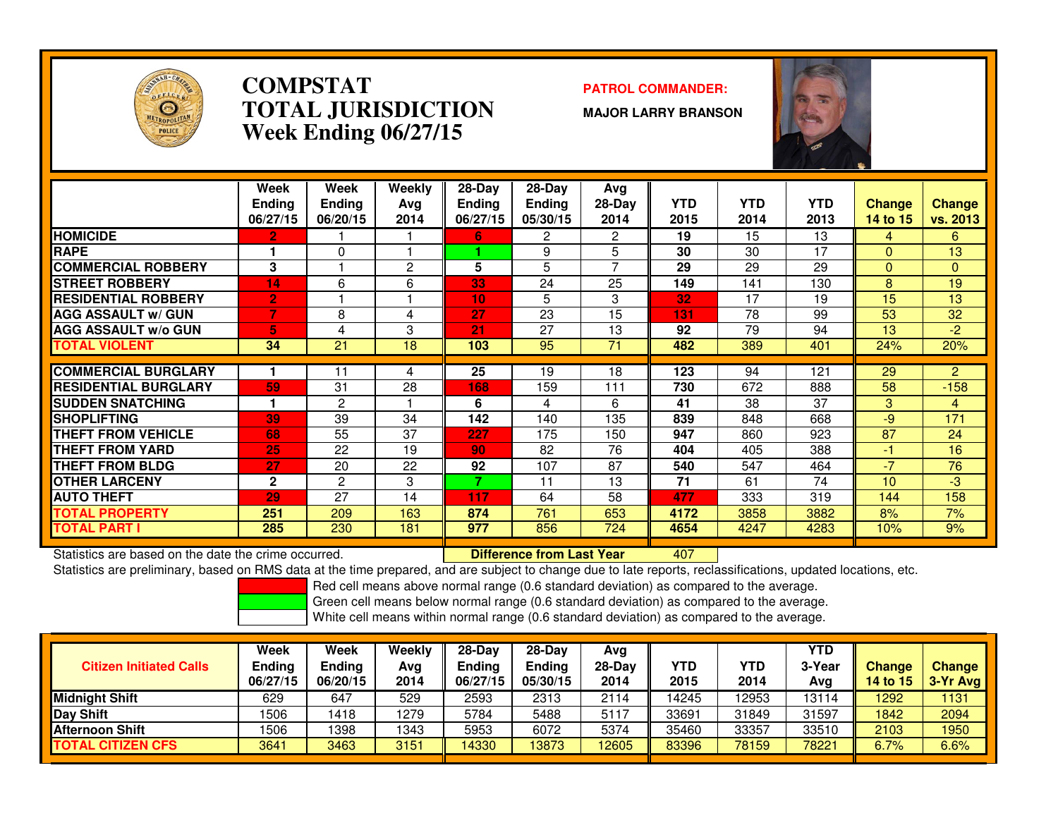# COMPSTAT
# TOTAL JURISDICTION
## Week Ending 06/27/15

**PATROL COMMANDER:**

**MAJOR LARRY BRANSON**

| | Week Ending 06/27/15 | Week Ending 06/20/15 | Weekly Avg 2014 | 28-Day Ending 06/27/15 | 28-Day Ending 05/30/15 | Avg 28-Day 2014 | YTD 2015 | YTD 2014 | YTD 2013 | Change 14 to 15 | Change vs. 2013 |
|---|---|---|---|---|---|---|---|---|---|---|---|
| HOMICIDE | 2 | 1 | 1 | 6 | 2 | 2 | 19 | 15 | 13 | 4 | 6 |
| RAPE | 1 | 0 | 1 | 1 | 9 | 5 | 30 | 30 | 17 | 0 | 13 |
| COMMERCIAL ROBBERY | 3 | 1 | 2 | 5 | 5 | 7 | 29 | 29 | 29 | 0 | 0 |
| STREET ROBBERY | 14 | 6 | 6 | 33 | 24 | 25 | 149 | 141 | 130 | 8 | 19 |
| RESIDENTIAL ROBBERY | 2 | 1 | 1 | 10 | 5 | 3 | 32 | 17 | 19 | 15 | 13 |
| AGG ASSAULT w/ GUN | 7 | 8 | 4 | 27 | 23 | 15 | 131 | 78 | 99 | 53 | 32 |
| AGG ASSAULT w/o GUN | 5 | 4 | 3 | 21 | 27 | 13 | 92 | 79 | 94 | 13 | -2 |
| TOTAL VIOLENT | 34 | 21 | 18 | 103 | 95 | 71 | 482 | 389 | 401 | 24% | 20% |
| COMMERCIAL BURGLARY | 1 | 11 | 4 | 25 | 19 | 18 | 123 | 94 | 121 | 29 | 2 |
| RESIDENTIAL BURGLARY | 59 | 31 | 28 | 168 | 159 | 111 | 730 | 672 | 888 | 58 | -158 |
| SUDDEN SNATCHING | 1 | 2 | 1 | 6 | 4 | 6 | 41 | 38 | 37 | 3 | 4 |
| SHOPLIFTING | 39 | 39 | 34 | 142 | 140 | 135 | 839 | 848 | 668 | -9 | 171 |
| THEFT FROM VEHICLE | 68 | 55 | 37 | 227 | 175 | 150 | 947 | 860 | 923 | 87 | 24 |
| THEFT FROM YARD | 25 | 22 | 19 | 90 | 82 | 76 | 404 | 405 | 388 | -1 | 16 |
| THEFT FROM BLDG | 27 | 20 | 22 | 92 | 107 | 87 | 540 | 547 | 464 | -7 | 76 |
| OTHER LARCENY | 2 | 2 | 3 | 7 | 11 | 13 | 71 | 61 | 74 | 10 | -3 |
| AUTO THEFT | 29 | 27 | 14 | 117 | 64 | 58 | 477 | 333 | 319 | 144 | 158 |
| TOTAL PROPERTY | 251 | 209 | 163 | 874 | 761 | 653 | 4172 | 3858 | 3882 | 8% | 7% |
| TOTAL PART I | 285 | 230 | 181 | 977 | 856 | 724 | 4654 | 4247 | 4283 | 10% | 9% |

Statistics are based on the date the crime occurred. **Difference from Last Year** 407

Statistics are preliminary, based on RMS data at the time prepared, and are subject to change due to late reports, reclassifications, updated locations, etc.

Red cell means above normal range (0.6 standard deviation) as compared to the average.
Green cell means below normal range (0.6 standard deviation) as compared to the average.
White cell means within normal range (0.6 standard deviation) as compared to the average.

| Citizen Initiated Calls | Week Ending 06/27/15 | Week Ending 06/20/15 | Weekly Avg 2014 | 28-Day Ending 06/27/15 | 28-Day Ending 05/30/15 | Avg 28-Day 2014 | YTD 2015 | YTD 2014 | YTD 3-Year Avg | Change 14 to 15 | Change 3-Yr Avg |
|---|---|---|---|---|---|---|---|---|---|---|---|
| Midnight Shift | 629 | 647 | 529 | 2593 | 2313 | 2114 | 14245 | 12953 | 13114 | 1292 | 1131 |
| Day Shift | 1506 | 1418 | 1279 | 5784 | 5488 | 5117 | 33691 | 31849 | 31597 | 1842 | 2094 |
| Afternoon Shift | 1506 | 1398 | 1343 | 5953 | 6072 | 5374 | 35460 | 33357 | 33510 | 2103 | 1950 |
| TOTAL CITIZEN CFS | 3641 | 3463 | 3151 | 14330 | 13873 | 12605 | 83396 | 78159 | 78221 | 6.7% | 6.6% |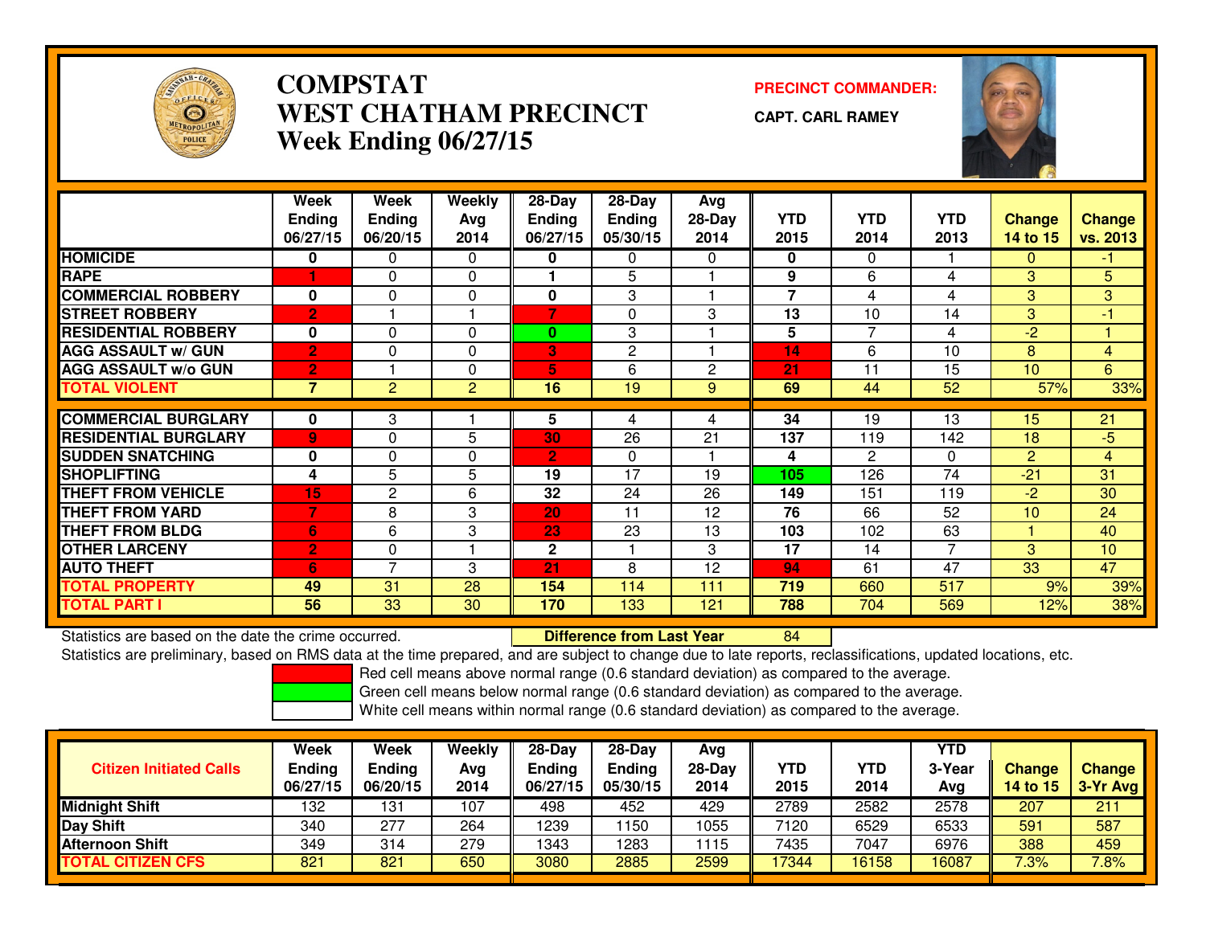# COMPSTAT
# WEST CHATHAM PRECINCT
# Week Ending 06/27/15

**PRECINCT COMMANDER:**

**CAPT. CARL RAMEY**

| | Week Ending 06/27/15 | Week Ending 06/20/15 | Weekly Avg 2014 | 28-Day Ending 06/27/15 | 28-Day Ending 05/30/15 | Avg 28-Day 2014 | YTD 2015 | YTD 2014 | YTD 2013 | Change 14 to 15 | Change vs. 2013 |
|---|---|---|---|---|---|---|---|---|---|---|---|
| HOMICIDE | 0 | 0 | 0 | 0 | 0 | 0 | 0 | 0 | 1 | 0 | -1 |
| RAPE | 1 | 0 | 0 | 1 | 5 | 1 | 9 | 6 | 4 | 3 | 5 |
| COMMERCIAL ROBBERY | 0 | 0 | 0 | 0 | 3 | 1 | 7 | 4 | 4 | 3 | 3 |
| STREET ROBBERY | 2 | 1 | 1 | 7 | 0 | 3 | 13 | 10 | 14 | 3 | -1 |
| RESIDENTIAL ROBBERY | 0 | 0 | 0 | 0 | 3 | 1 | 5 | 7 | 4 | -2 | 1 |
| AGG ASSAULT w/ GUN | 2 | 0 | 0 | 3 | 2 | 1 | 14 | 6 | 10 | 8 | 4 |
| AGG ASSAULT w/o GUN | 2 | 1 | 0 | 5 | 6 | 2 | 21 | 11 | 15 | 10 | 6 |
| TOTAL VIOLENT | 7 | 2 | 2 | 16 | 19 | 9 | 69 | 44 | 52 | 57% | 33% |
| COMMERCIAL BURGLARY | 0 | 3 | 1 | 5 | 4 | 4 | 34 | 19 | 13 | 15 | 21 |
| RESIDENTIAL BURGLARY | 9 | 0 | 5 | 30 | 26 | 21 | 137 | 119 | 142 | 18 | -5 |
| SUDDEN SNATCHING | 0 | 0 | 0 | 2 | 0 | 1 | 4 | 2 | 0 | 2 | 4 |
| SHOPLIFTING | 4 | 5 | 5 | 19 | 17 | 19 | 105 | 126 | 74 | -21 | 31 |
| THEFT FROM VEHICLE | 15 | 2 | 6 | 32 | 24 | 26 | 149 | 151 | 119 | -2 | 30 |
| THEFT FROM YARD | 7 | 8 | 3 | 20 | 11 | 12 | 76 | 66 | 52 | 10 | 24 |
| THEFT FROM BLDG | 6 | 6 | 3 | 23 | 23 | 13 | 103 | 102 | 63 | 1 | 40 |
| OTHER LARCENY | 2 | 0 | 1 | 2 | 1 | 3 | 17 | 14 | 7 | 3 | 10 |
| AUTO THEFT | 6 | 7 | 3 | 21 | 8 | 12 | 94 | 61 | 47 | 33 | 47 |
| TOTAL PROPERTY | 49 | 31 | 28 | 154 | 114 | 111 | 719 | 660 | 517 | 9% | 39% |
| TOTAL PART I | 56 | 33 | 30 | 170 | 133 | 121 | 788 | 704 | 569 | 12% | 38% |

Statistics are based on the date the crime occurred. **Difference from Last Year** 84

Statistics are preliminary, based on RMS data at the time prepared, and are subject to change due to late reports, reclassifications, updated locations, etc.

Red cell means above normal range (0.6 standard deviation) as compared to the average.

Green cell means below normal range (0.6 standard deviation) as compared to the average.

White cell means within normal range (0.6 standard deviation) as compared to the average.

| Citizen Initiated Calls | Week Ending 06/27/15 | Week Ending 06/20/15 | Weekly Avg 2014 | 28-Day Ending 06/27/15 | 28-Day Ending 05/30/15 | Avg 28-Day 2014 | YTD 2015 | YTD 2014 | YTD 3-Year Avg | Change 14 to 15 | Change 3-Yr Avg |
|---|---|---|---|---|---|---|---|---|---|---|---|
| Midnight Shift | 132 | 131 | 107 | 498 | 452 | 429 | 2789 | 2582 | 2578 | 207 | 211 |
| Day Shift | 340 | 277 | 264 | 1239 | 1150 | 1055 | 7120 | 6529 | 6533 | 591 | 587 |
| Afternoon Shift | 349 | 314 | 279 | 1343 | 1283 | 1115 | 7435 | 7047 | 6976 | 388 | 459 |
| TOTAL CITIZEN CFS | 821 | 821 | 650 | 3080 | 2885 | 2599 | 17344 | 16158 | 16087 | 7.3% | 7.8% |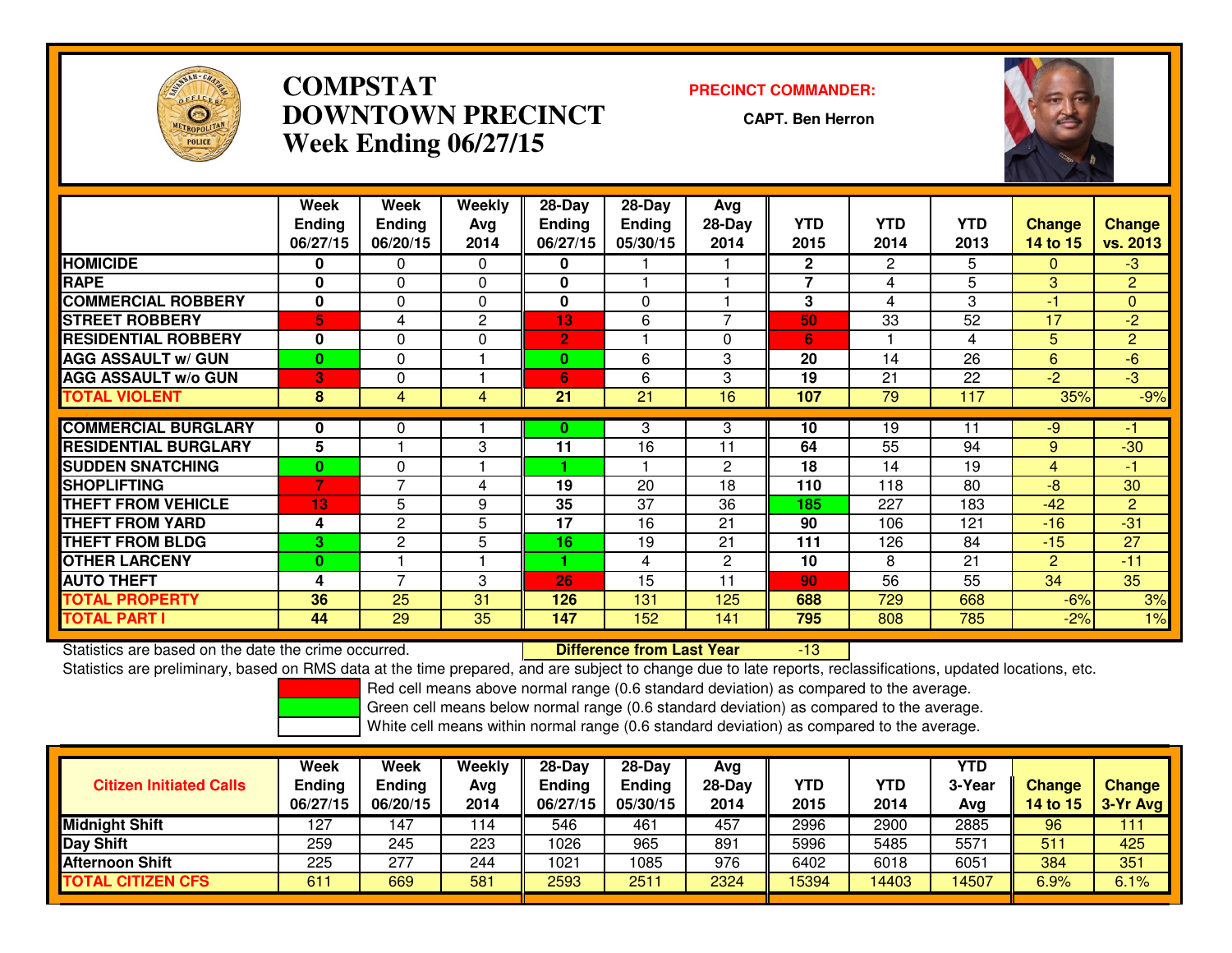# COMPSTAT DOWNTOWN PRECINCT Week Ending 06/27/15

**PRECINCT COMMANDER:**

**CAPT. Ben Herron**

| | Week Ending 06/27/15 | Week Ending 06/20/15 | Weekly Avg 2014 | 28-Day Ending 06/27/15 | 28-Day Ending 05/30/15 | Avg 28-Day 2014 | YTD 2015 | YTD 2014 | YTD 2013 | Change 14 to 15 | Change vs. 2013 |
|---|---|---|---|---|---|---|---|---|---|---|---|
| HOMICIDE | 0 | 0 | 0 | 0 | 1 | 1 | 2 | 2 | 5 | 0 | -3 |
| RAPE | 0 | 0 | 0 | 0 | 1 | 1 | 7 | 4 | 5 | 3 | 2 |
| COMMERCIAL ROBBERY | 0 | 0 | 0 | 0 | 0 | 1 | 3 | 4 | 3 | -1 | 0 |
| STREET ROBBERY | 5 | 4 | 2 | 13 | 6 | 7 | 50 | 33 | 52 | 17 | -2 |
| RESIDENTIAL ROBBERY | 0 | 0 | 0 | 2 | 1 | 0 | 6 | 1 | 4 | 5 | 2 |
| AGG ASSAULT w/ GUN | 0 | 0 | 1 | 0 | 6 | 3 | 20 | 14 | 26 | 6 | -6 |
| AGG ASSAULT w/o GUN | 3 | 0 | 1 | 6 | 6 | 3 | 19 | 21 | 22 | -2 | -3 |
| TOTAL VIOLENT | 8 | 4 | 4 | 21 | 21 | 16 | 107 | 79 | 117 | 35% | -9% |
| COMMERCIAL BURGLARY | 0 | 0 | 1 | 0 | 3 | 3 | 10 | 19 | 11 | -9 | -1 |
| RESIDENTIAL BURGLARY | 5 | 1 | 3 | 11 | 16 | 11 | 64 | 55 | 94 | 9 | -30 |
| SUDDEN SNATCHING | 0 | 0 | 1 | 1 | 1 | 2 | 18 | 14 | 19 | 4 | -1 |
| SHOPLIFTING | 7 | 7 | 4 | 19 | 20 | 18 | 110 | 118 | 80 | -8 | 30 |
| THEFT FROM VEHICLE | 13 | 5 | 9 | 35 | 37 | 36 | 185 | 227 | 183 | -42 | 2 |
| THEFT FROM YARD | 4 | 2 | 5 | 17 | 16 | 21 | 90 | 106 | 121 | -16 | -31 |
| THEFT FROM BLDG | 3 | 2 | 5 | 16 | 19 | 21 | 111 | 126 | 84 | -15 | 27 |
| OTHER LARCENY | 0 | 1 | 1 | 1 | 4 | 2 | 10 | 8 | 21 | 2 | -11 |
| AUTO THEFT | 4 | 7 | 3 | 26 | 15 | 11 | 90 | 56 | 55 | 34 | 35 |
| TOTAL PROPERTY | 36 | 25 | 31 | 126 | 131 | 125 | 688 | 729 | 668 | -6% | 3% |
| TOTAL PART I | 44 | 29 | 35 | 147 | 152 | 141 | 795 | 808 | 785 | -2% | 1% |

Statistics are based on the date the crime occurred. **Difference from Last Year** -13

Statistics are preliminary, based on RMS data at the time prepared, and are subject to change due to late reports, reclassifications, updated locations, etc.

Red cell means above normal range (0.6 standard deviation) as compared to the average.

Green cell means below normal range (0.6 standard deviation) as compared to the average.

White cell means within normal range (0.6 standard deviation) as compared to the average.

| Citizen Initiated Calls | Week Ending 06/27/15 | Week Ending 06/20/15 | Weekly Avg 2014 | 28-Day Ending 06/27/15 | 28-Day Ending 05/30/15 | Avg 28-Day 2014 | YTD 2015 | YTD 2014 | YTD 3-Year Avg | Change 14 to 15 | Change 3-Yr Avg |
|---|---|---|---|---|---|---|---|---|---|---|---|
| Midnight Shift | 127 | 147 | 114 | 546 | 461 | 457 | 2996 | 2900 | 2885 | 96 | 111 |
| Day Shift | 259 | 245 | 223 | 1026 | 965 | 891 | 5996 | 5485 | 5571 | 511 | 425 |
| Afternoon Shift | 225 | 277 | 244 | 1021 | 1085 | 976 | 6402 | 6018 | 6051 | 384 | 351 |
| TOTAL CITIZEN CFS | 611 | 669 | 581 | 2593 | 2511 | 2324 | 15394 | 14403 | 14507 | 6.9% | 6.1% |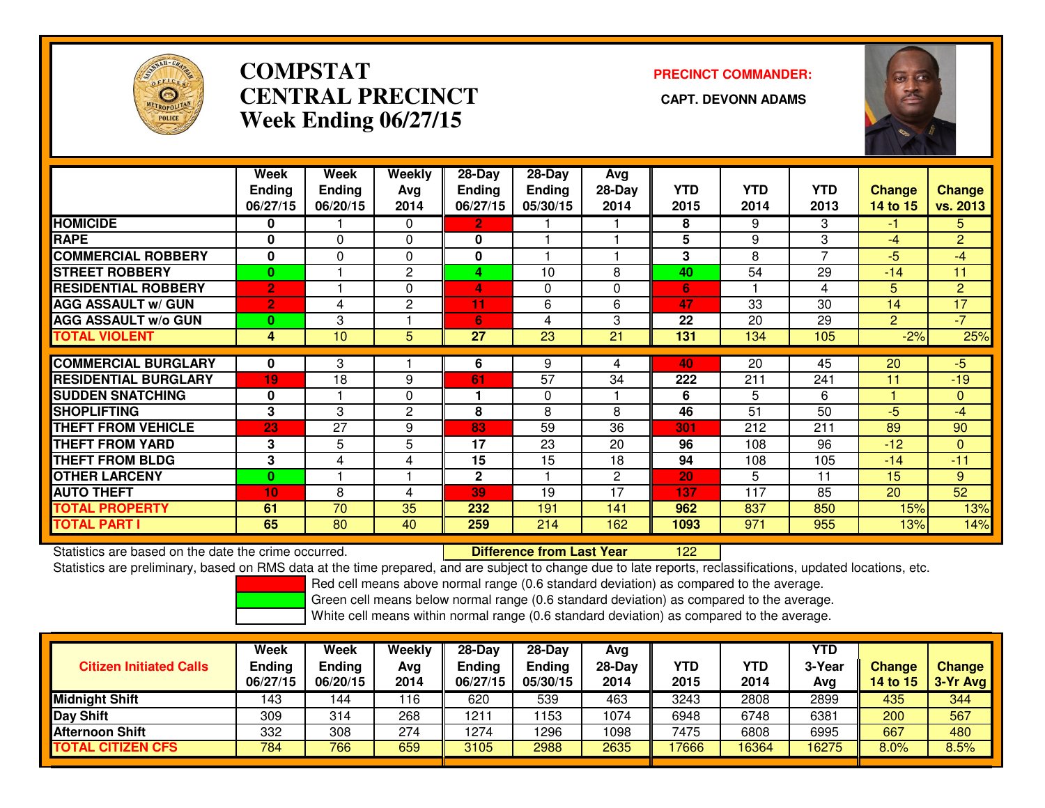# COMPSTAT
# CENTRAL PRECINCT
# Week Ending 06/27/15

**PRECINCT COMMANDER:**

**CAPT. DEVONN ADAMS**

| | Week Ending 06/27/15 | Week Ending 06/20/15 | Weekly Avg 2014 | 28-Day Ending 06/27/15 | 28-Day Ending 05/30/15 | Avg 28-Day 2014 | YTD 2015 | YTD 2014 | YTD 2013 | Change 14 to 15 | Change vs. 2013 |
|---|---|---|---|---|---|---|---|---|---|---|---|
| HOMICIDE | 0 | 1 | 0 | 2 | 1 | 1 | 8 | 9 | 3 | -1 | 5 |
| RAPE | 0 | 0 | 0 | 0 | 1 | 1 | 5 | 9 | 3 | -4 | 2 |
| COMMERCIAL ROBBERY | 0 | 0 | 0 | 0 | 1 | 1 | 3 | 8 | 7 | -5 | -4 |
| STREET ROBBERY | 0 | 1 | 2 | 4 | 10 | 8 | 40 | 54 | 29 | -14 | 11 |
| RESIDENTIAL ROBBERY | 2 | 1 | 0 | 4 | 0 | 0 | 6 | 1 | 4 | 5 | 2 |
| AGG ASSAULT w/ GUN | 2 | 4 | 2 | 11 | 6 | 6 | 47 | 33 | 30 | 14 | 17 |
| AGG ASSAULT w/o GUN | 0 | 3 | 1 | 6 | 4 | 3 | 22 | 20 | 29 | 2 | -7 |
| TOTAL VIOLENT | 4 | 10 | 5 | 27 | 23 | 21 | 131 | 134 | 105 | -2% | 25% |
| COMMERCIAL BURGLARY | 0 | 3 | 1 | 6 | 9 | 4 | 40 | 20 | 45 | 20 | -5 |
| RESIDENTIAL BURGLARY | 19 | 18 | 9 | 61 | 57 | 34 | 222 | 211 | 241 | 11 | -19 |
| SUDDEN SNATCHING | 0 | 1 | 0 | 1 | 0 | 1 | 6 | 5 | 6 | 1 | 0 |
| SHOPLIFTING | 3 | 3 | 2 | 8 | 8 | 8 | 46 | 51 | 50 | -5 | -4 |
| THEFT FROM VEHICLE | 23 | 27 | 9 | 83 | 59 | 36 | 301 | 212 | 211 | 89 | 90 |
| THEFT FROM YARD | 3 | 5 | 5 | 17 | 23 | 20 | 96 | 108 | 96 | -12 | 0 |
| THEFT FROM BLDG | 3 | 4 | 4 | 15 | 15 | 18 | 94 | 108 | 105 | -14 | -11 |
| OTHER LARCENY | 0 | 1 | 1 | 2 | 1 | 2 | 20 | 5 | 11 | 15 | 9 |
| AUTO THEFT | 10 | 8 | 4 | 39 | 19 | 17 | 137 | 117 | 85 | 20 | 52 |
| TOTAL PROPERTY | 61 | 70 | 35 | 232 | 191 | 141 | 962 | 837 | 850 | 15% | 13% |
| TOTAL PART I | 65 | 80 | 40 | 259 | 214 | 162 | 1093 | 971 | 955 | 13% | 14% |

Statistics are based on the date the crime occurred. **Difference from Last Year** 122

Statistics are preliminary, based on RMS data at the time prepared, and are subject to change due to late reports, reclassifications, updated locations, etc.

Red cell means above normal range (0.6 standard deviation) as compared to the average.

Green cell means below normal range (0.6 standard deviation) as compared to the average.

White cell means within normal range (0.6 standard deviation) as compared to the average.

| Citizen Initiated Calls | Week Ending 06/27/15 | Week Ending 06/20/15 | Weekly Avg 2014 | 28-Day Ending 06/27/15 | 28-Day Ending 05/30/15 | Avg 28-Day 2014 | YTD 2015 | YTD 2014 | YTD 3-Year Avg | Change 14 to 15 | Change 3-Yr Avg |
|---|---|---|---|---|---|---|---|---|---|---|---|
| Midnight Shift | 143 | 144 | 116 | 620 | 539 | 463 | 3243 | 2808 | 2899 | 435 | 344 |
| Day Shift | 309 | 314 | 268 | 1211 | 1153 | 1074 | 6948 | 6748 | 6381 | 200 | 567 |
| Afternoon Shift | 332 | 308 | 274 | 1274 | 1296 | 1098 | 7475 | 6808 | 6995 | 667 | 480 |
| TOTAL CITIZEN CFS | 784 | 766 | 659 | 3105 | 2988 | 2635 | 17666 | 16364 | 16275 | 8.0% | 8.5% |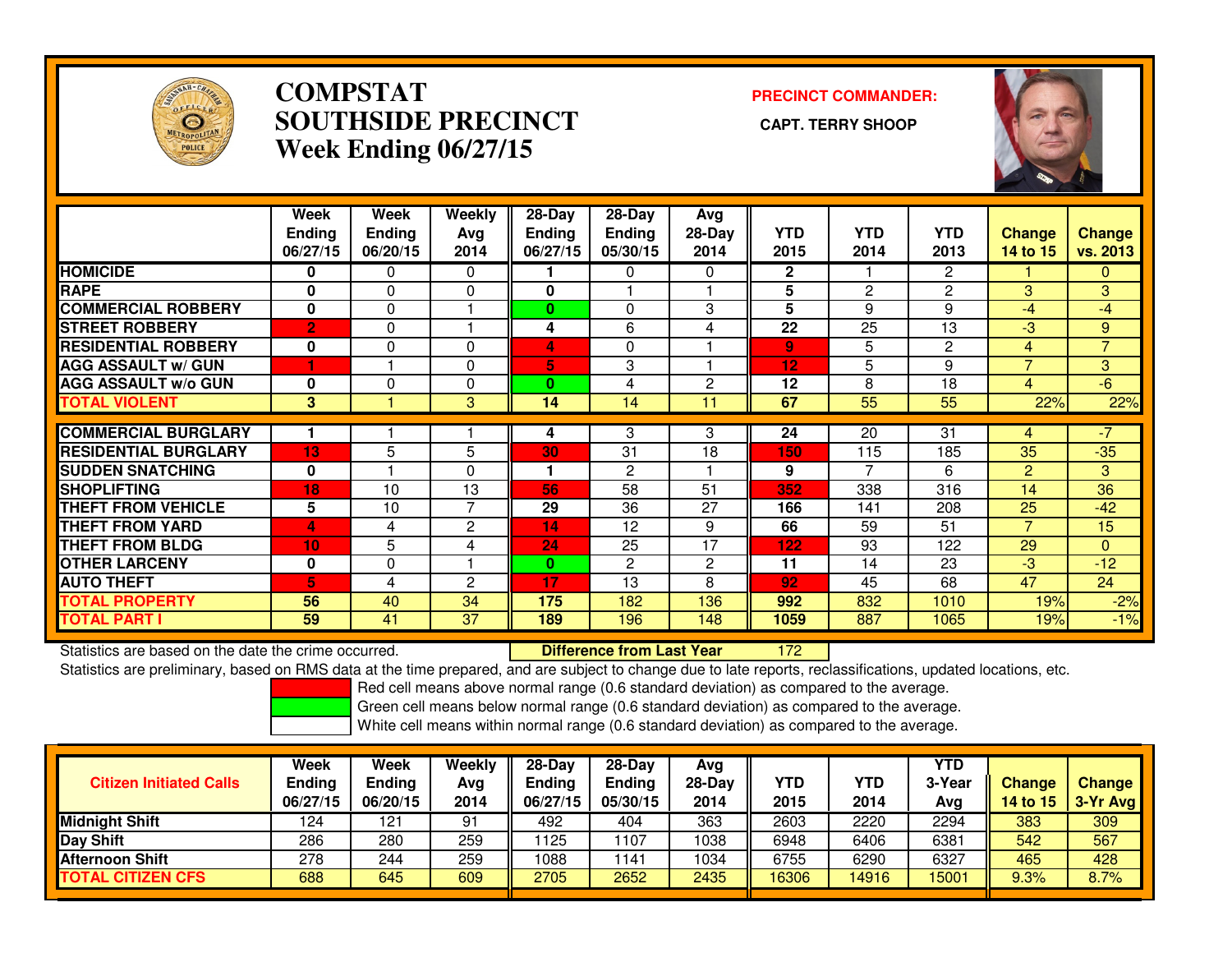# COMPSTAT
# SOUTHSIDE PRECINCT
## Week Ending 06/27/15

**PRECINCT COMMANDER:**

**CAPT. TERRY SHOOP**

| | Week Ending 06/27/15 | Week Ending 06/20/15 | Weekly Avg 2014 | 28-Day Ending 06/27/15 | 28-Day Ending 05/30/15 | Avg 28-Day 2014 | YTD 2015 | YTD 2014 | YTD 2013 | Change 14 to 15 | Change vs. 2013 |
|---|---|---|---|---|---|---|---|---|---|---|---|
| HOMICIDE | 0 | 0 | 0 | 1 | 0 | 0 | 2 | 1 | 2 | 1 | 0 |
| RAPE | 0 | 0 | 0 | 0 | 1 | 1 | 5 | 2 | 2 | 3 | 3 |
| COMMERCIAL ROBBERY | 0 | 0 | 1 | 0 | 0 | 3 | 5 | 9 | 9 | -4 | -4 |
| STREET ROBBERY | 2 | 0 | 1 | 4 | 6 | 4 | 22 | 25 | 13 | -3 | 9 |
| RESIDENTIAL ROBBERY | 0 | 0 | 0 | 4 | 0 | 1 | 9 | 5 | 2 | 4 | 7 |
| AGG ASSAULT w/ GUN | 1 | 1 | 0 | 5 | 3 | 1 | 12 | 5 | 9 | 7 | 3 |
| AGG ASSAULT w/o GUN | 0 | 0 | 0 | 0 | 4 | 2 | 12 | 8 | 18 | 4 | -6 |
| TOTAL VIOLENT | 3 | 1 | 3 | 14 | 14 | 11 | 67 | 55 | 55 | 22% | 22% |
| COMMERCIAL BURGLARY | 1 | 1 | 1 | 4 | 3 | 3 | 24 | 20 | 31 | 4 | -7 |
| RESIDENTIAL BURGLARY | 13 | 5 | 5 | 30 | 31 | 18 | 150 | 115 | 185 | 35 | -35 |
| SUDDEN SNATCHING | 0 | 1 | 0 | 1 | 2 | 1 | 9 | 7 | 6 | 2 | 3 |
| SHOPLIFTING | 18 | 10 | 13 | 56 | 58 | 51 | 352 | 338 | 316 | 14 | 36 |
| THEFT FROM VEHICLE | 5 | 10 | 7 | 29 | 36 | 27 | 166 | 141 | 208 | 25 | -42 |
| THEFT FROM YARD | 4 | 4 | 2 | 14 | 12 | 9 | 66 | 59 | 51 | 7 | 15 |
| THEFT FROM BLDG | 10 | 5 | 4 | 24 | 25 | 17 | 122 | 93 | 122 | 29 | 0 |
| OTHER LARCENY | 0 | 0 | 1 | 0 | 2 | 2 | 11 | 14 | 23 | -3 | -12 |
| AUTO THEFT | 5 | 4 | 2 | 17 | 13 | 8 | 92 | 45 | 68 | 47 | 24 |
| TOTAL PROPERTY | 56 | 40 | 34 | 175 | 182 | 136 | 992 | 832 | 1010 | 19% | -2% |
| TOTAL PART I | 59 | 41 | 37 | 189 | 196 | 148 | 1059 | 887 | 1065 | 19% | -1% |

Statistics are based on the date the crime occurred. **Difference from Last Year** 172

Statistics are preliminary, based on RMS data at the time prepared, and are subject to change due to late reports, reclassifications, updated locations, etc.

Red cell means above normal range (0.6 standard deviation) as compared to the average.
Green cell means below normal range (0.6 standard deviation) as compared to the average.
White cell means within normal range (0.6 standard deviation) as compared to the average.

| Citizen Initiated Calls | Week Ending 06/27/15 | Week Ending 06/20/15 | Weekly Avg 2014 | 28-Day Ending 06/27/15 | 28-Day Ending 05/30/15 | Avg 28-Day 2014 | YTD 2015 | YTD 2014 | YTD 3-Year Avg | Change 14 to 15 | Change 3-Yr Avg |
|---|---|---|---|---|---|---|---|---|---|---|---|
| Midnight Shift | 124 | 121 | 91 | 492 | 404 | 363 | 2603 | 2220 | 2294 | 383 | 309 |
| Day Shift | 286 | 280 | 259 | 1125 | 1107 | 1038 | 6948 | 6406 | 6381 | 542 | 567 |
| Afternoon Shift | 278 | 244 | 259 | 1088 | 1141 | 1034 | 6755 | 6290 | 6327 | 465 | 428 |
| TOTAL CITIZEN CFS | 688 | 645 | 609 | 2705 | 2652 | 2435 | 16306 | 14916 | 15001 | 9.3% | 8.7% |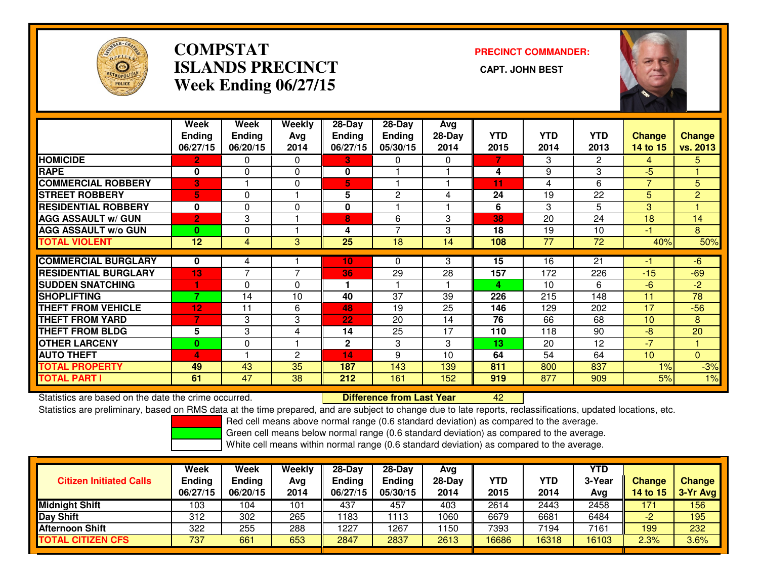# COMPSTAT
# ISLANDS PRECINCT
# Week Ending 06/27/15

**PRECINCT COMMANDER:**

**CAPT. JOHN BEST**

| | Week Ending 06/27/15 | Week Ending 06/20/15 | Weekly Avg 2014 | 28-Day Ending 06/27/15 | 28-Day Ending 05/30/15 | Avg 28-Day 2014 | YTD 2015 | YTD 2014 | YTD 2013 | Change 14 to 15 | Change vs. 2013 |
|---|---|---|---|---|---|---|---|---|---|---|---|
| HOMICIDE | 2 | 0 | 0 | 3 | 0 | 0 | 7 | 3 | 2 | 4 | 5 |
| RAPE | 0 | 0 | 0 | 0 | 1 | 1 | 4 | 9 | 3 | -5 | 1 |
| COMMERCIAL ROBBERY | 3 | 1 | 0 | 5 | 1 | 1 | 11 | 4 | 6 | 7 | 5 |
| STREET ROBBERY | 5 | 0 | 1 | 5 | 2 | 4 | 24 | 19 | 22 | 5 | 2 |
| RESIDENTIAL ROBBERY | 0 | 0 | 0 | 0 | 1 | 1 | 6 | 3 | 5 | 3 | 1 |
| AGG ASSAULT w/ GUN | 2 | 3 | 1 | 8 | 6 | 3 | 38 | 20 | 24 | 18 | 14 |
| AGG ASSAULT w/o GUN | 0 | 0 | 1 | 4 | 7 | 3 | 18 | 19 | 10 | -1 | 8 |
| TOTAL VIOLENT | 12 | 4 | 3 | 25 | 18 | 14 | 108 | 77 | 72 | 40% | 50% |
| COMMERCIAL BURGLARY | 0 | 4 | 1 | 10 | 0 | 3 | 15 | 16 | 21 | -1 | -6 |
| RESIDENTIAL BURGLARY | 13 | 7 | 7 | 36 | 29 | 28 | 157 | 172 | 226 | -15 | -69 |
| SUDDEN SNATCHING | 1 | 0 | 0 | 1 | 1 | 1 | 4 | 10 | 6 | -6 | -2 |
| SHOPLIFTING | 7 | 14 | 10 | 40 | 37 | 39 | 226 | 215 | 148 | 11 | 78 |
| THEFT FROM VEHICLE | 12 | 11 | 6 | 48 | 19 | 25 | 146 | 129 | 202 | 17 | -56 |
| THEFT FROM YARD | 7 | 3 | 3 | 22 | 20 | 14 | 76 | 66 | 68 | 10 | 8 |
| THEFT FROM BLDG | 5 | 3 | 4 | 14 | 25 | 17 | 110 | 118 | 90 | -8 | 20 |
| OTHER LARCENY | 0 | 0 | 1 | 2 | 3 | 3 | 13 | 20 | 12 | -7 | 1 |
| AUTO THEFT | 4 | 1 | 2 | 14 | 9 | 10 | 64 | 54 | 64 | 10 | 0 |
| TOTAL PROPERTY | 49 | 43 | 35 | 187 | 143 | 139 | 811 | 800 | 837 | 1% | -3% |
| TOTAL PART I | 61 | 47 | 38 | 212 | 161 | 152 | 919 | 877 | 909 | 5% | 1% |

Statistics are based on the date the crime occurred. **Difference from Last Year** 42

Statistics are preliminary, based on RMS data at the time prepared, and are subject to change due to late reports, reclassifications, updated locations, etc.

Red cell means above normal range (0.6 standard deviation) as compared to the average.

Green cell means below normal range (0.6 standard deviation) as compared to the average.

White cell means within normal range (0.6 standard deviation) as compared to the average.

| Citizen Initiated Calls | Week Ending 06/27/15 | Week Ending 06/20/15 | Weekly Avg 2014 | 28-Day Ending 06/27/15 | 28-Day Ending 05/30/15 | Avg 28-Day 2014 | YTD 2015 | YTD 2014 | YTD 3-Year Avg | Change 14 to 15 | Change 3-Yr Avg |
|---|---|---|---|---|---|---|---|---|---|---|---|
| Midnight Shift | 103 | 104 | 101 | 437 | 457 | 403 | 2614 | 2443 | 2458 | 171 | 156 |
| Day Shift | 312 | 302 | 265 | 1183 | 1113 | 1060 | 6679 | 6681 | 6484 | -2 | 195 |
| Afternoon Shift | 322 | 255 | 288 | 1227 | 1267 | 1150 | 7393 | 7194 | 7161 | 199 | 232 |
| TOTAL CITIZEN CFS | 737 | 661 | 653 | 2847 | 2837 | 2613 | 16686 | 16318 | 16103 | 2.3% | 3.6% |